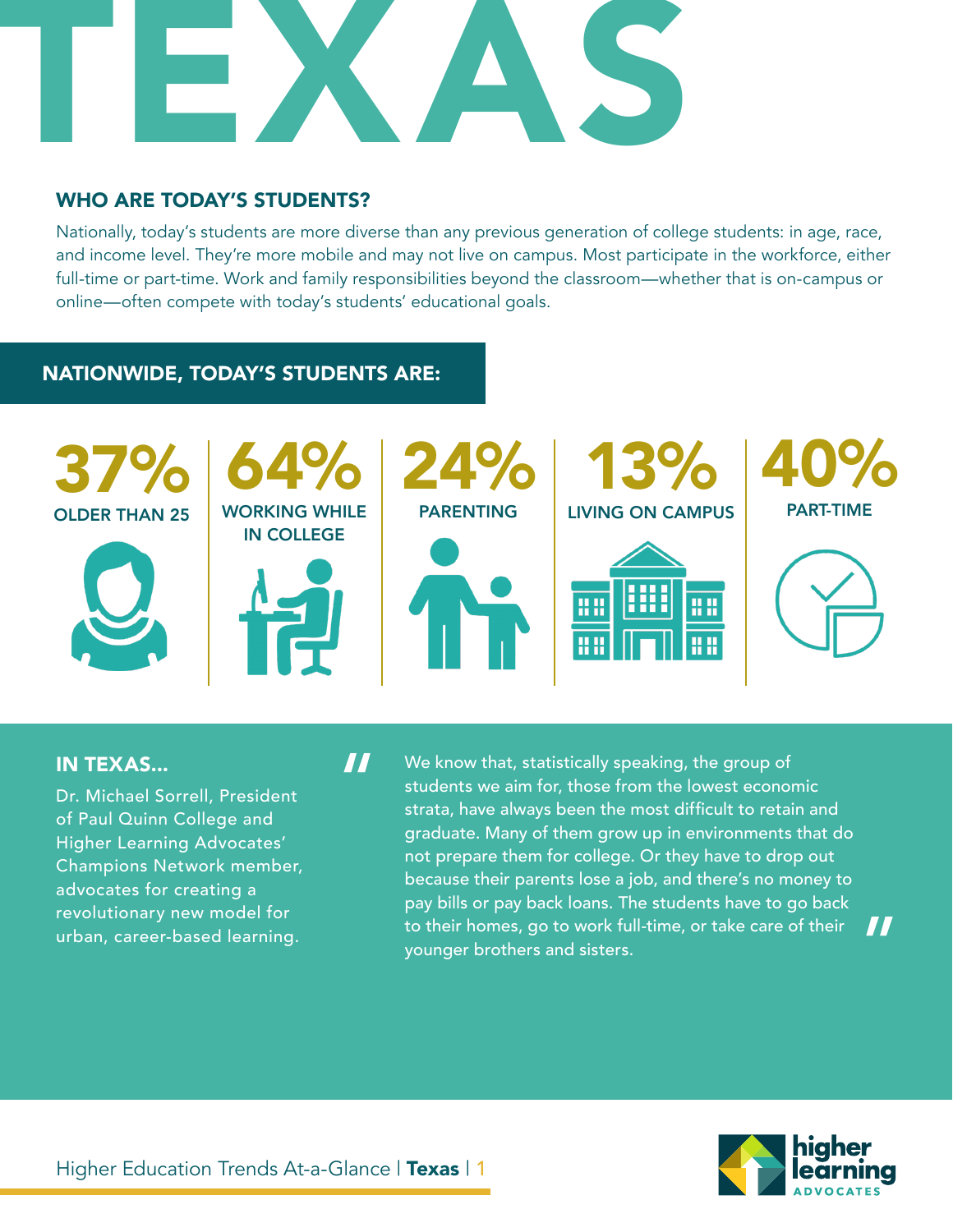# TEXAS

## WHO ARE TODAY'S STUDENTS?

Nationally, today's students are more diverse than any previous generation of college students: in age, race, and income level. They're more mobile and may not live on campus. Most participate in the workforce, either full-time or part-time. Work and family responsibilities beyond the classroom—whether that is on-campus or online—often compete with today's students' educational goals.

## NATIONWIDE, TODAY'S STUDENTS ARE:

- **37%** OLDER THAN 25
- **64%** WORKING WHILE IN COLLEGE
- **24%** PARENTING
- **13%** LIVING ON CAMPUS
- **40%** PART-TIME

## IN TEXAS...

Dr. Michael Sorrell, President of Paul Quinn College and Higher Learning Advocates' Champions Network member, advocates for creating a revolutionary new model for urban, career-based learning.

> "We know that, statistically speaking, the group of students we aim for, those from the lowest economic strata, have always been the most difficult to retain and graduate. Many of them grow up in environments that do not prepare them for college. Or they have to drop out because their parents lose a job, and there's no money to pay bills or pay back loans. The students have to go back to their homes, go to work full-time, or take care of their younger brothers and sisters."

Higher Education Trends At-a-Glance | **Texas**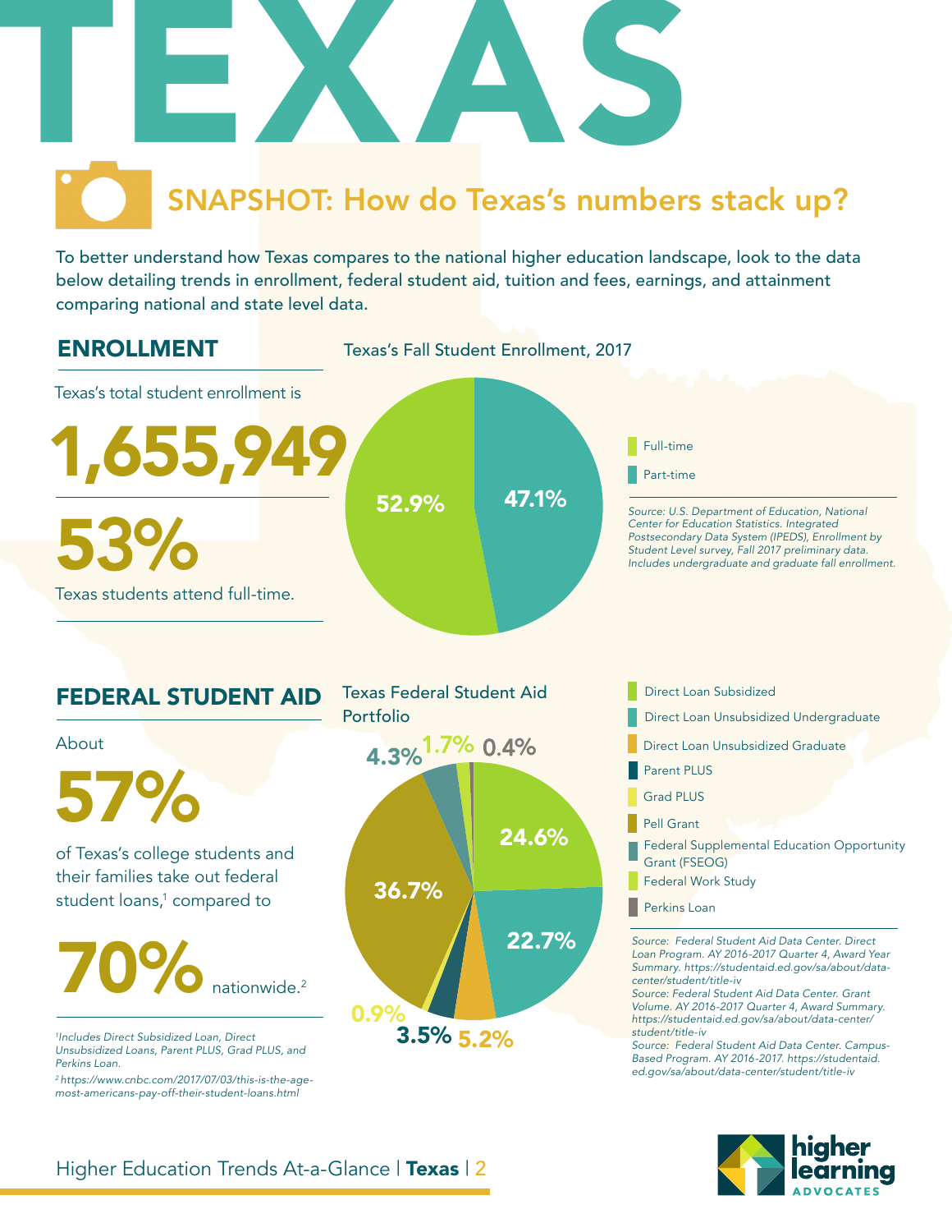# TEXAS

## SNAPSHOT: How do Texas's numbers stack up?

To better understand how Texas compares to the national higher education landscape, look to the data below detailing trends in enrollment, federal student aid, tuition and fees, earnings, and attainment comparing national and state level data.

## ENROLLMENT

Texas's total student enrollment is

**1,655,949**

**53%**

Texas students attend full-time.

**Texas's Fall Student Enrollment, 2017**

| Status | Percent |
|---|---|
| Full-time | 52.9% |
| Part-time | 47.1% |

*Source: U.S. Department of Education, National Center for Education Statistics. Integrated Postsecondary Data System (IPEDS), Enrollment by Student Level survey, Fall 2017 preliminary data. Includes undergraduate and graduate fall enrollment.*

## FEDERAL STUDENT AID

About

**57%**

of Texas's college students and their families take out federal student loans,[1] compared to

**70%** nationwide.[2]

*[1]Includes Direct Subsidized Loan, Direct Unsubsidized Loans, Parent PLUS, Grad PLUS, and Perkins Loan.*

*[2]https://www.cnbc.com/2017/07/03/this-is-the-age-most-americans-pay-off-their-student-loans.html*

**Texas Federal Student Aid Portfolio**

| Aid Type | Percent |
|---|---|
| Direct Loan Subsidized | 24.6% |
| Direct Loan Unsubsidized Undergraduate | 22.7% |
| Direct Loan Unsubsidized Graduate | 5.2% |
| Parent PLUS | 3.5% |
| Grad PLUS | 0.9% |
| Pell Grant | 36.7% |
| Federal Supplemental Education Opportunity Grant (FSEOG) | 4.3% |
| Federal Work Study | 1.7% |
| Perkins Loan | 0.4% |

*Source: Federal Student Aid Data Center. Direct Loan Program. AY 2016-2017 Quarter 4, Award Year Summary. https://studentaid.ed.gov/sa/about/data-center/student/title-iv*

*Source: Federal Student Aid Data Center. Grant Volume. AY 2016-2017 Quarter 4, Award Summary. https://studentaid.ed.gov/sa/about/data-center/student/title-iv*

*Source: Federal Student Aid Data Center. Campus-Based Program. AY 2016-2017. https://studentaid.ed.gov/sa/about/data-center/student/title-iv*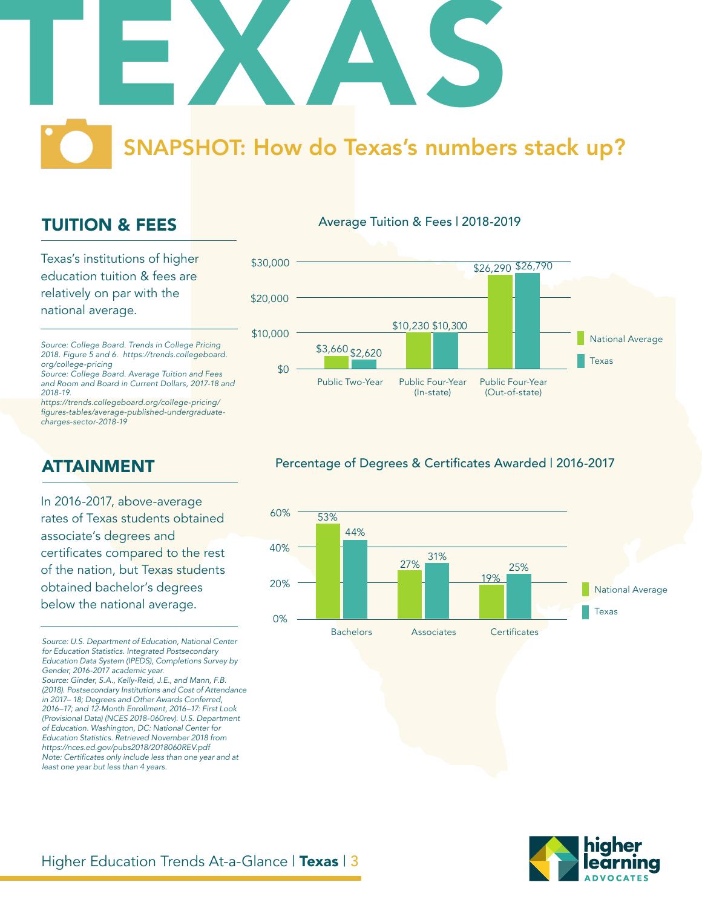# TEXAS

## SNAPSHOT: How do Texas's numbers stack up?

## TUITION & FEES

Texas's institutions of higher education tuition & fees are relatively on par with the national average.

*Source: College Board. Trends in College Pricing 2018. Figure 5 and 6. https://trends.collegeboard.org/college-pricing*
*Source: College Board. Average Tuition and Fees and Room and Board in Current Dollars, 2017-18 and 2018-19. https://trends.collegeboard.org/college-pricing/figures-tables/average-published-undergraduate-charges-sector-2018-19*

**Average Tuition & Fees | 2018-2019**

| | National Average | Texas |
|---|---|---|
| Public Two-Year | $3,660 | $2,620 |
| Public Four-Year (In-state) | $10,230 | $10,300 |
| Public Four-Year (Out-of-state) | $26,290 | $26,790 |

## ATTAINMENT

In 2016-2017, above-average rates of Texas students obtained associate's degrees and certificates compared to the rest of the nation, but Texas students obtained bachelor's degrees below the national average.

*Source: U.S. Department of Education, National Center for Education Statistics. Integrated Postsecondary Education Data System (IPEDS), Completions Survey by Gender, 2016-2017 academic year.*
*Source: Ginder, S.A., Kelly-Reid, J.E., and Mann, F.B. (2018). Postsecondary Institutions and Cost of Attendance in 2017– 18; Degrees and Other Awards Conferred, 2016–17; and 12-Month Enrollment, 2016–17: First Look (Provisional Data) (NCES 2018-060rev). U.S. Department of Education. Washington, DC: National Center for Education Statistics. Retrieved November 2018 from https://nces.ed.gov/pubs2018/2018060REV.pdf*
*Note: Certificates only include less than one year and at least one year but less than 4 years.*

**Percentage of Degrees & Certificates Awarded | 2016-2017**

| | National Average | Texas |
|---|---|---|
| Bachelors | 53% | 44% |
| Associates | 27% | 31% |
| Certificates | 19% | 25% |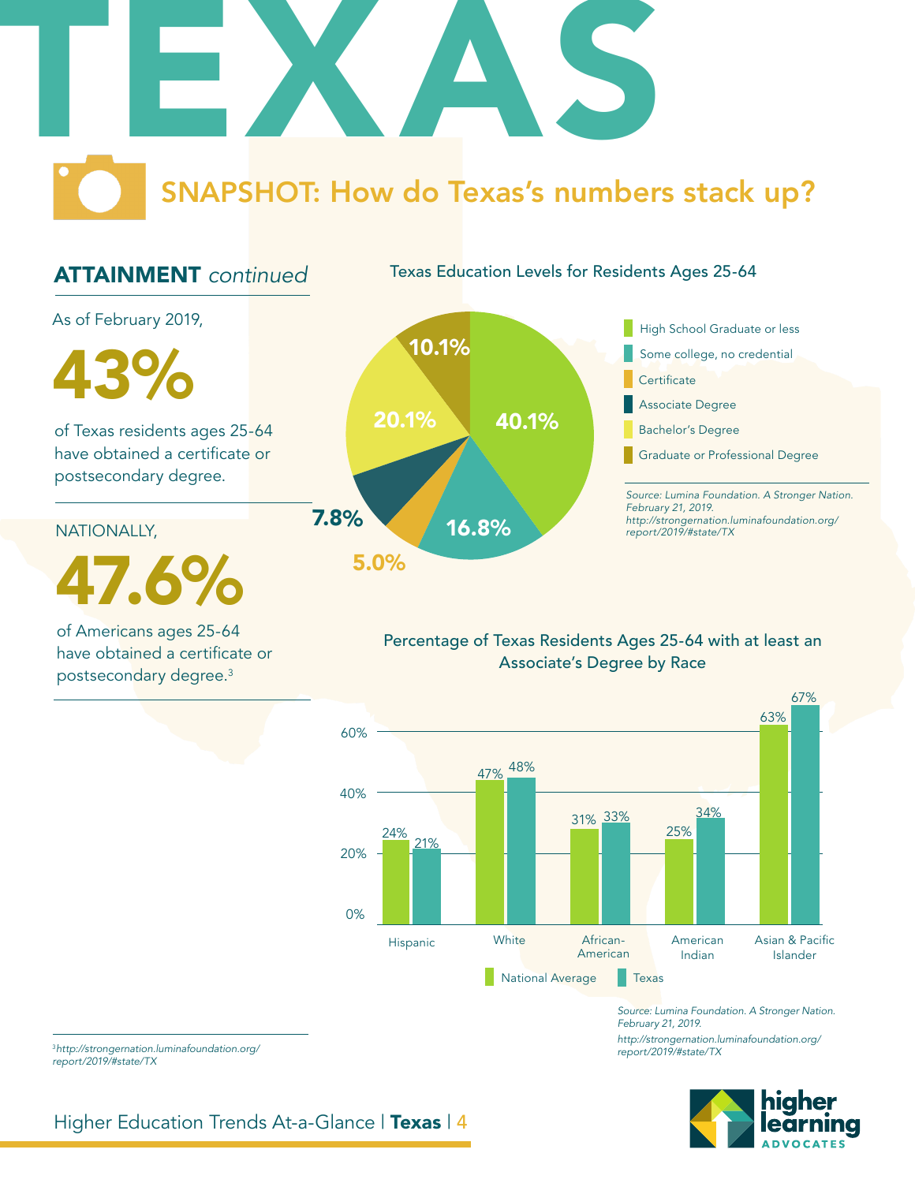# TEXAS

## SNAPSHOT: How do Texas's numbers stack up?

### ATTAINMENT *continued*

As of February 2019,

**43%**

of Texas residents ages 25-64 have obtained a certificate or postsecondary degree.

NATIONALLY,

**47.6%**

of Americans ages 25-64 have obtained a certificate or postsecondary degree.[3]

**Texas Education Levels for Residents Ages 25-64**

| Education Level | Percentage |
|---|---|
| High School Graduate or less | 40.1% |
| Some college, no credential | 16.8% |
| Certificate | 5.0% |
| Associate Degree | 7.8% |
| Bachelor's Degree | 20.1% |
| Graduate or Professional Degree | 10.1% |

*Source: Lumina Foundation. A Stronger Nation. February 21, 2019. http://strongernation.luminafoundation.org/report/2019/#state/TX*

**Percentage of Texas Residents Ages 25-64 with at least an Associate's Degree by Race**

| Race | National Average | Texas |
|---|---|---|
| Hispanic | 24% | 21% |
| White | 47% | 48% |
| African-American | 31% | 33% |
| American Indian | 25% | 34% |
| Asian & Pacific Islander | 63% | 67% |

*Source: Lumina Foundation. A Stronger Nation. February 21, 2019. http://strongernation.luminafoundation.org/report/2019/#state/TX*

---

[3] *http://strongernation.luminafoundation.org/report/2019/#state/TX*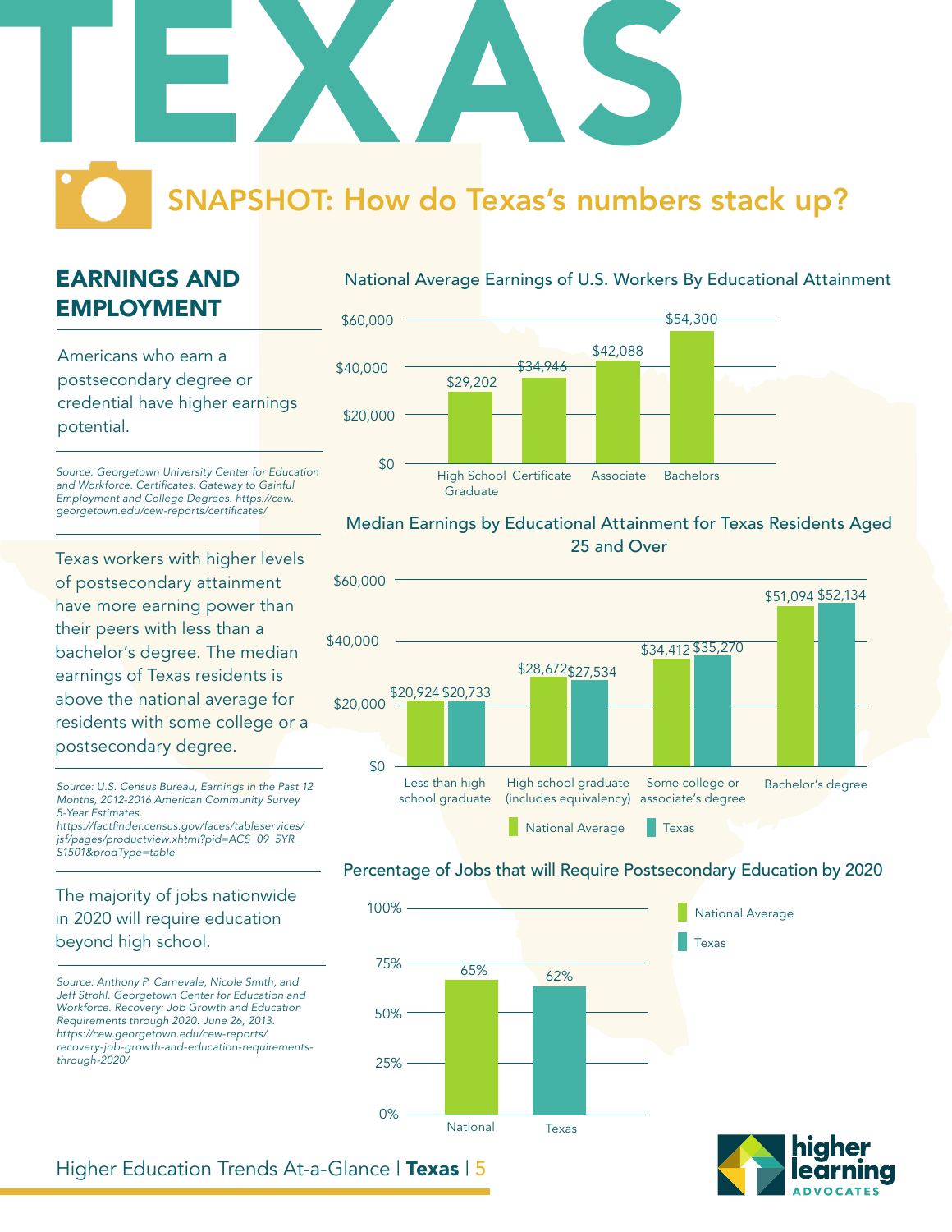# TEXAS

## SNAPSHOT: How do Texas's numbers stack up?

### EARNINGS AND EMPLOYMENT

Americans who earn a postsecondary degree or credential have higher earnings potential.

*Source: Georgetown University Center for Education and Workforce. Certificates: Gateway to Gainful Employment and College Degrees. https://cew.georgetown.edu/cew-reports/certificates/*

**National Average Earnings of U.S. Workers By Educational Attainment**

| Educational Attainment | Earnings |
| --- | --- |
| High School Graduate | $29,202 |
| Certificate | $34,946 |
| Associate | $42,088 |
| Bachelors | $54,300 |

Texas workers with higher levels of postsecondary attainment have more earning power than their peers with less than a bachelor's degree. The median earnings of Texas residents is above the national average for residents with some college or a postsecondary degree.

*Source: U.S. Census Bureau, Earnings in the Past 12 Months, 2012-2016 American Community Survey 5-Year Estimates. https://factfinder.census.gov/faces/tableservices/jsf/pages/productview.xhtml?pid=ACS_09_5YR_S1501&prodType=table*

**Median Earnings by Educational Attainment for Texas Residents Aged 25 and Over**

| Educational Attainment | National Average | Texas |
| --- | --- | --- |
| Less than high school graduate | $20,924 | $20,733 |
| High school graduate (includes equivalency) | $28,672 | $27,534 |
| Some college or associate's degree | $34,412 | $35,270 |
| Bachelor's degree | $51,094 | $52,134 |

The majority of jobs nationwide in 2020 will require education beyond high school.

*Source: Anthony P. Carnevale, Nicole Smith, and Jeff Strohl. Georgetown Center for Education and Workforce. Recovery: Job Growth and Education Requirements through 2020. June 26, 2013. https://cew.georgetown.edu/cew-reports/recovery-job-growth-and-education-requirements-through-2020/*

**Percentage of Jobs that will Require Postsecondary Education by 2020**

| | Percentage |
| --- | --- |
| National | 65% |
| Texas | 62% |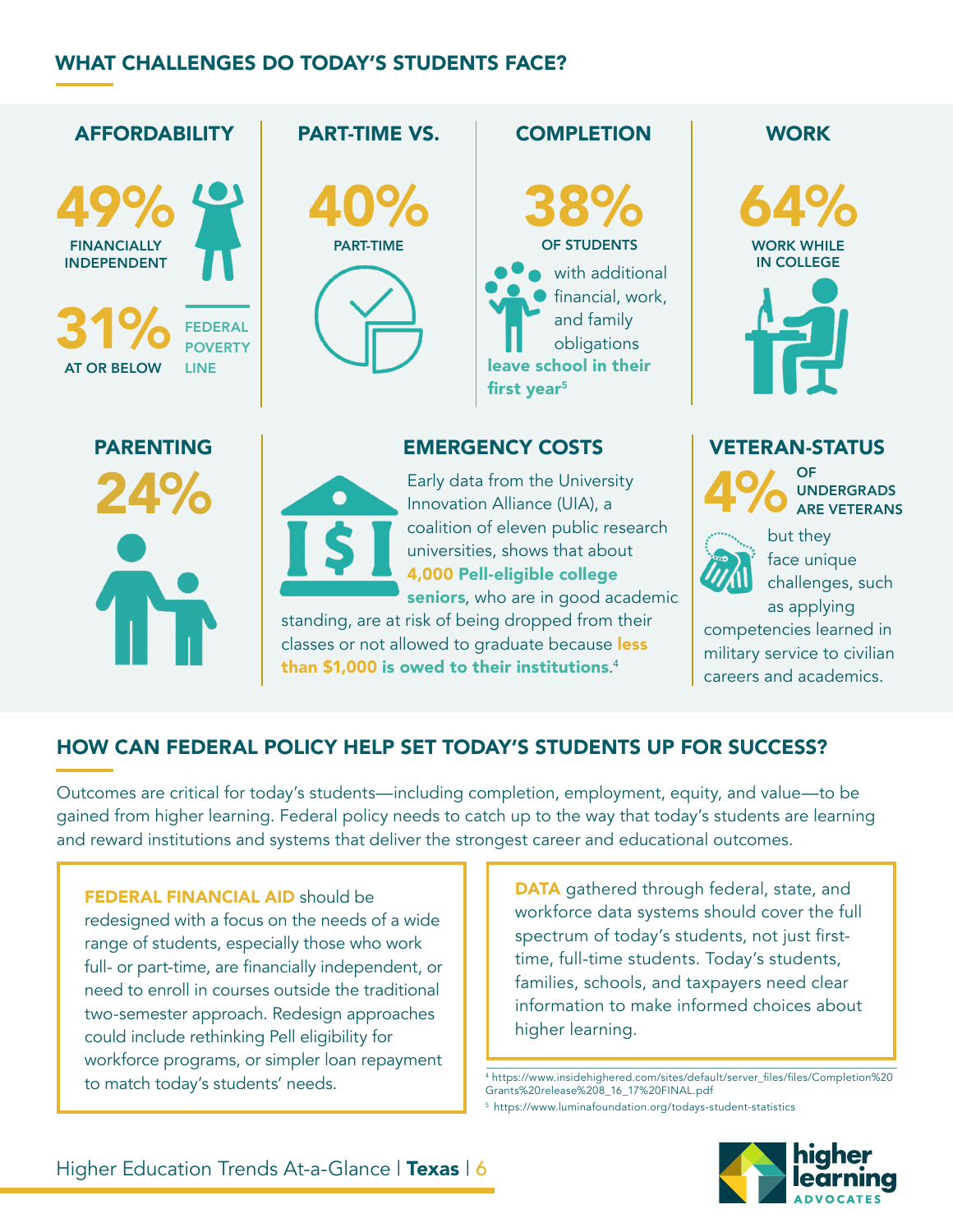## WHAT CHALLENGES DO TODAY'S STUDENTS FACE?

### AFFORDABILITY

**49%** FINANCIALLY INDEPENDENT

**31%** AT OR BELOW FEDERAL POVERTY LINE

### PART-TIME VS.

**40%** PART-TIME

### COMPLETION

**38%** OF STUDENTS with additional financial, work, and family obligations **leave school in their first year**[5]

### WORK

**64%** WORK WHILE IN COLLEGE

### PARENTING

**24%**

### EMERGENCY COSTS

Early data from the University Innovation Alliance (UIA), a coalition of eleven public research universities, shows that about **4,000 Pell-eligible college seniors**, who are in good academic standing, are at risk of being dropped from their classes or not allowed to graduate because **less than $1,000 is owed to their institutions.**[4]

### VETERAN-STATUS

**4%** OF UNDERGRADS ARE VETERANS

but they face unique challenges, such as applying competencies learned in military service to civilian careers and academics.

## HOW CAN FEDERAL POLICY HELP SET TODAY'S STUDENTS UP FOR SUCCESS?

Outcomes are critical for today's students—including completion, employment, equity, and value—to be gained from higher learning. Federal policy needs to catch up to the way that today's students are learning and reward institutions and systems that deliver the strongest career and educational outcomes.

**FEDERAL FINANCIAL AID** should be redesigned with a focus on the needs of a wide range of students, especially those who work full- or part-time, are financially independent, or need to enroll in courses outside the traditional two-semester approach. Redesign approaches could include rethinking Pell eligibility for workforce programs, or simpler loan repayment to match today's students' needs.

**DATA** gathered through federal, state, and workforce data systems should cover the full spectrum of today's students, not just first-time, full-time students. Today's students, families, schools, and taxpayers need clear information to make informed choices about higher learning.

[4] https://www.insidehighered.com/sites/default/server_files/files/Completion%20Grants%20release%208_16_17%20FINAL.pdf

[5] https://www.luminafoundation.org/todays-student-statistics